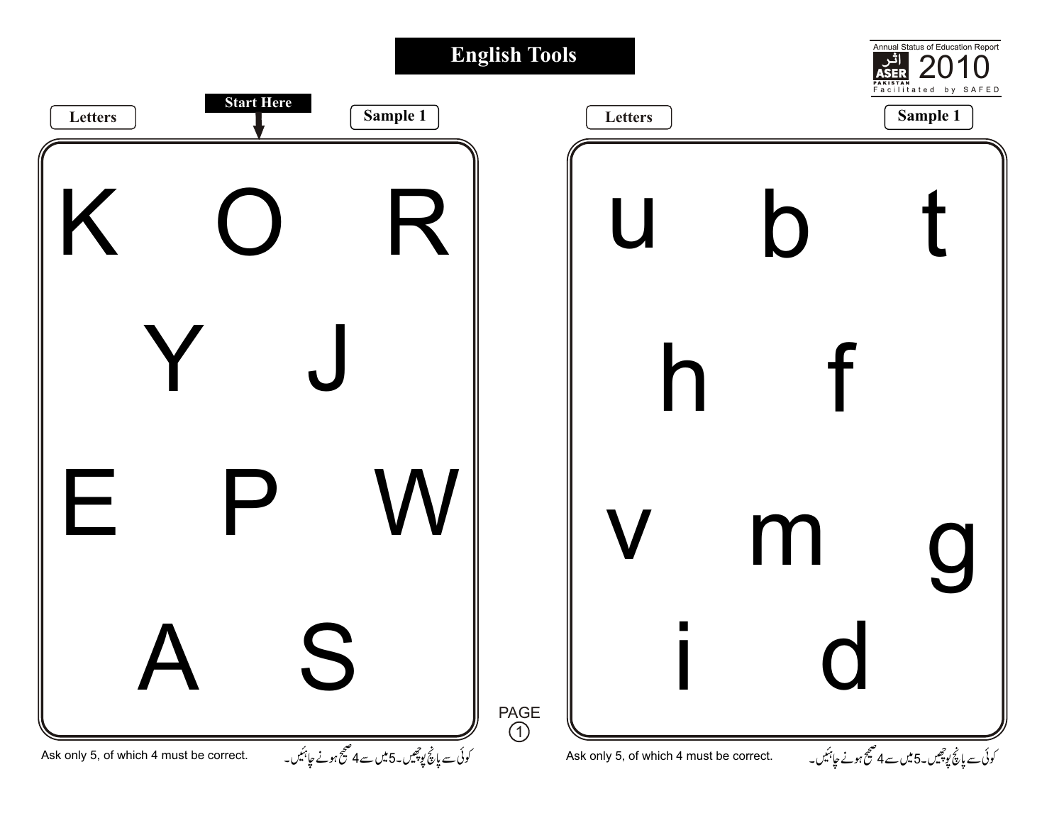# English Tools

Annual Status of Education Report
ASER PAKISTAN 2010
Facilitated by SAFED

## Letters

**Start Here**

**Sample 1**

K O R

Y J

E P W

A S

Ask only 5, of which 4 must be correct.

کوئی سے پانچ پوچھیں۔5میں سے4 صحیح ہونے چاہئیں۔

## Letters

**Sample 1**

u b t

h f

v m g

i d

Ask only 5, of which 4 must be correct.

کوئی سے پانچ پوچھیں۔5میں سے4 صحیح ہونے چاہئیں۔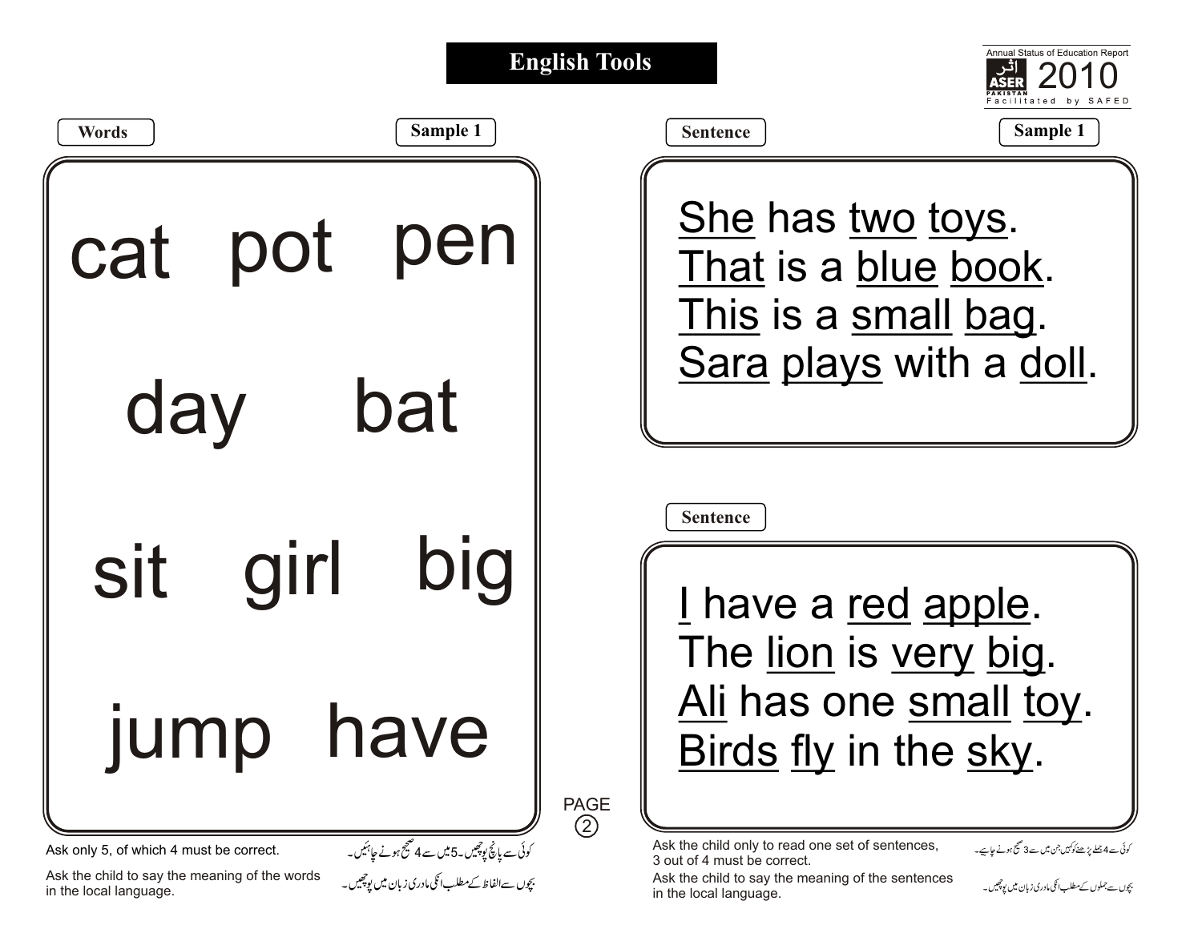# English Tools

Annual Status of Education Report
اثر ASER PAKISTAN 2010
Facilitated by SAFED

## Words

**Sample 1**

cat pot pen

day bat

sit girl big

jump have

Ask only 5, of which 4 must be correct.

کوئی سے پانچ پوچھیں۔5میں سے 4 صحیح ہونے چاہئیں۔

Ask the child to say the meaning of the words in the local language.

بچوں سے الفاظ کے مطلب انکی مادری زبان میں پوچھیں۔

## Sentence

**Sample 1**

She has two toys.
That is a blue book.
This is a small bag.
Sara plays with a doll.

## Sentence

I have a red apple.
The lion is very big.
Ali has one small toy.
Birds fly in the sky.

Ask the child only to read one set of sentences, 3 out of 4 must be correct.

کوئی سے 4 جملے پڑھنے کو کہیں جن میں سے 3 صحیح ہونے چاہیے۔

Ask the child to say the meaning of the sentences in the local language.

بچوں سے جملوں کے مطلب انکی مادری زبان میں پوچھیں۔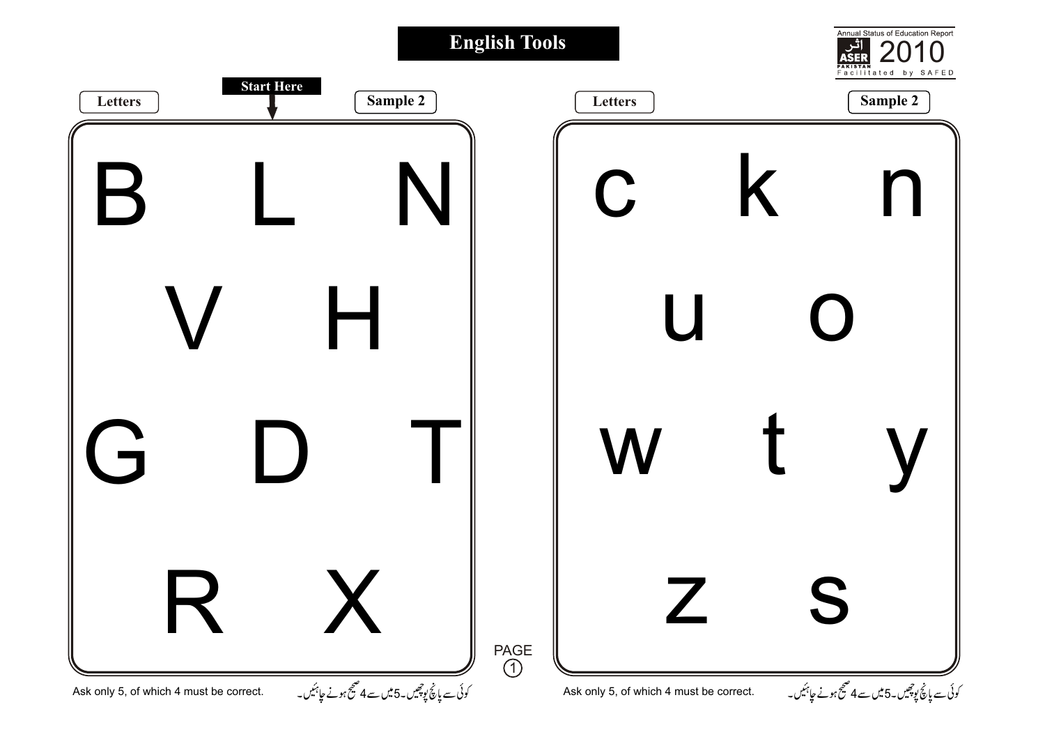# English Tools

Annual Status of Education Report
ASER PAKISTAN 2010
Facilitated by SAFED

**Letters** | **Start Here** | **Sample 2**

B    L    N

V    H

G    D    T

R    X

Ask only 5, of which 4 must be correct.

کوئی سے پانچ پوچھیں۔5میں سے4 صحیح ہونے چاہئیں۔

**Letters** | **Sample 2**

c    k    n

u    o

w    t    y

z    s

Ask only 5, of which 4 must be correct.

کوئی سے پانچ پوچھیں۔5میں سے4 صحیح ہونے چاہئیں۔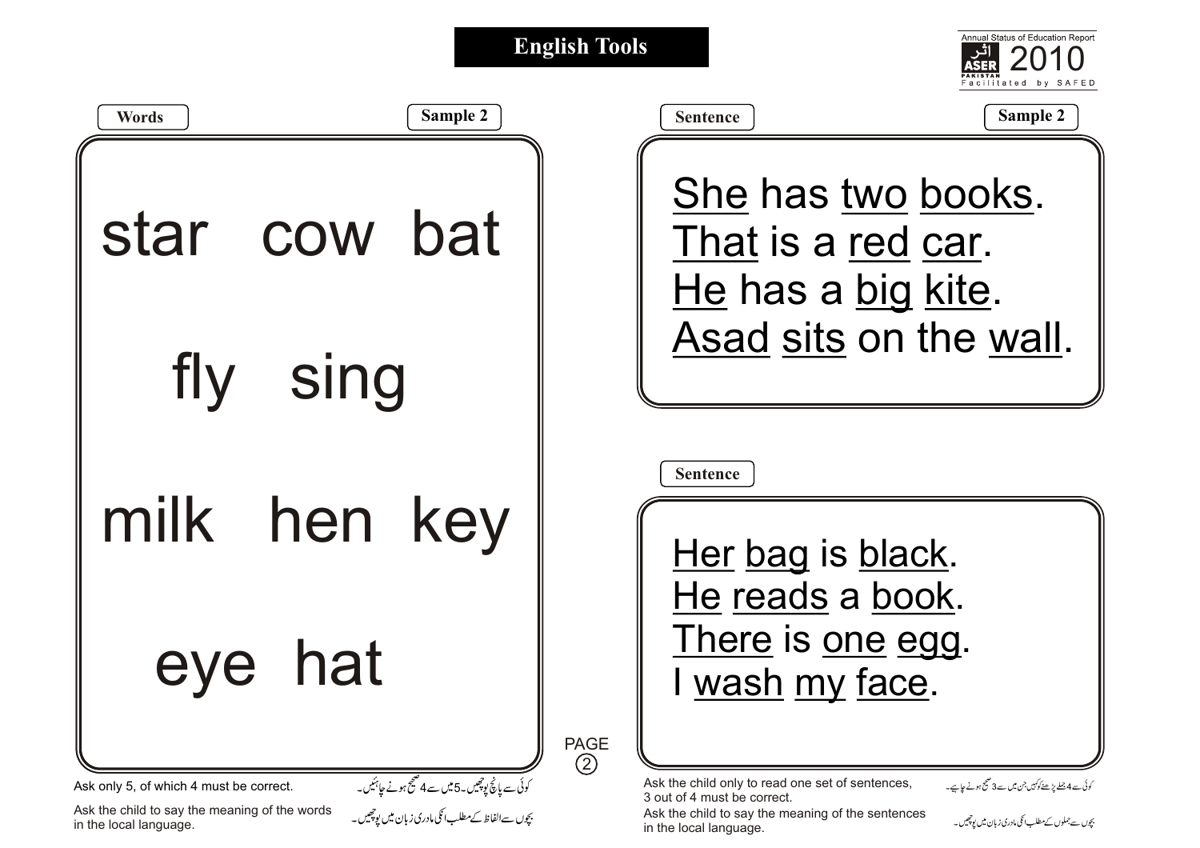# English Tools

Annual Status of Education Report ASER Pakistan 2010 Facilitated by SAFED

**Words** — **Sample 2**

star cow bat

fly sing

milk hen key

eye hat

Ask only 5, of which 4 must be correct.

کوئی سے پانچ پوچھیں۔5میں سے 4 صحیح ہونے چاہئیں۔

Ask the child to say the meaning of the words in the local language.

بچوں سے الفاظ کے مطلب انکی مادری زبان میں پوچھیں۔

**Sentence** — **Sample 2**

She has two books.
That is a red car.
He has a big kite.
Asad sits on the wall.

**Sentence**

Her bag is black.
He reads a book.
There is one egg.
I wash my face.

Ask the child only to read one set of sentences, 3 out of 4 must be correct.

کوئی سے 4 جملے پڑھنے کو کہیں جن میں سے 3 صحیح ہونے چاہیے۔

Ask the child to say the meaning of the sentences in the local language.

بچوں سے جملوں کے مطلب انکی مادری زبان میں پوچھیں۔